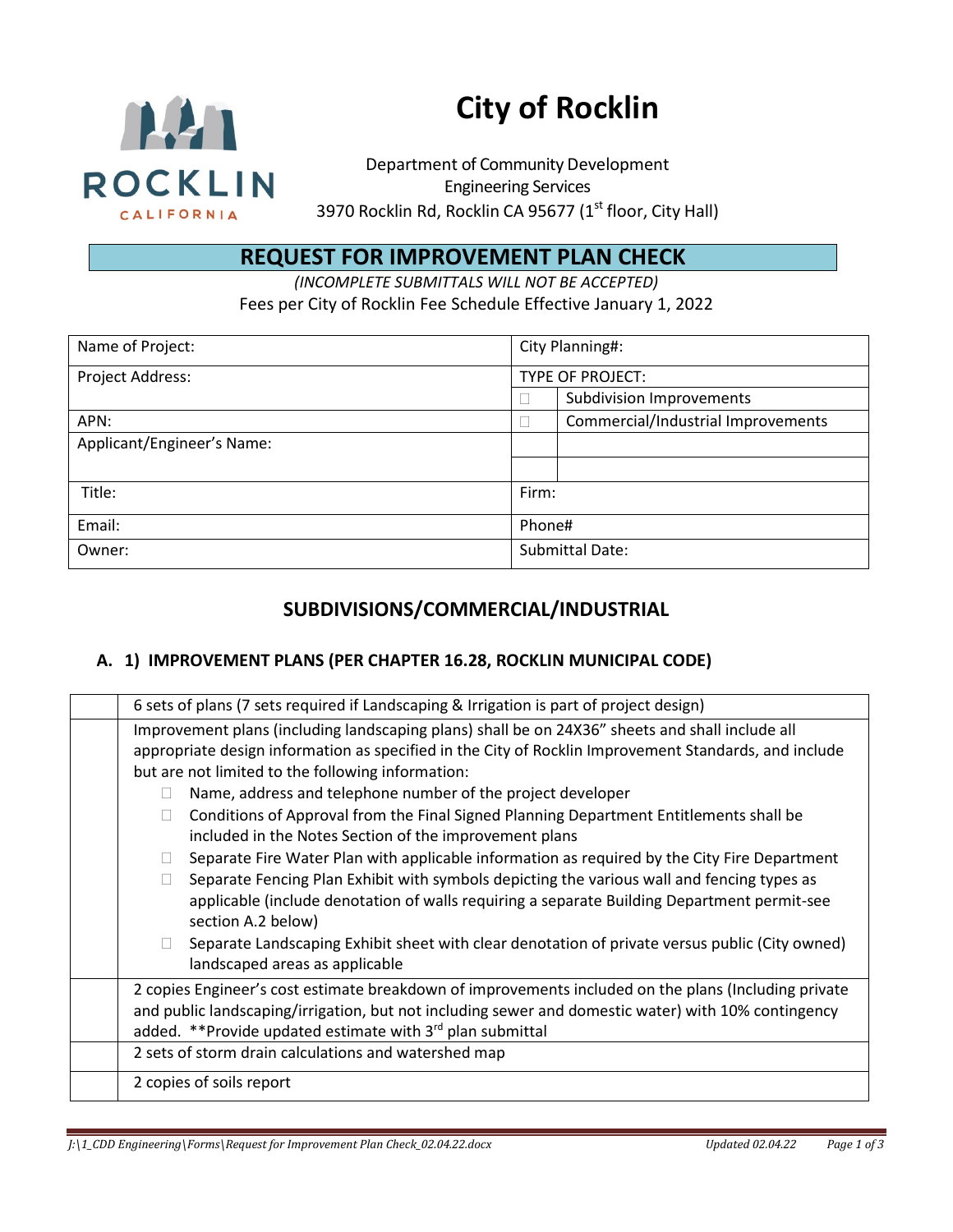# City of Rocklin

Department of Community Development
Engineering Services
3970 Rocklin Rd, Rocklin CA 95677 (1st floor, City Hall)

## REQUEST FOR IMPROVEMENT PLAN CHECK

*(INCOMPLETE SUBMITTALS WILL NOT BE ACCEPTED)*

Fees per City of Rocklin Fee Schedule Effective January 1, 2022

| Name of Project: | City Planning#: | |
|---|---|---|
| Project Address: | TYPE OF PROJECT: | |
| | ☐ | Subdivision Improvements |
| APN: | ☐ | Commercial/Industrial Improvements |
| Applicant/Engineer's Name: | | |
| | | |
| Title: | Firm: | |
| Email: | Phone# | |
| Owner: | Submittal Date: | |

## SUBDIVISIONS/COMMERCIAL/INDUSTRIAL

### A. 1) IMPROVEMENT PLANS (PER CHAPTER 16.28, ROCKLIN MUNICIPAL CODE)

| | |
|---|---|
| | 6 sets of plans (7 sets required if Landscaping & Irrigation is part of project design) |
| | Improvement plans (including landscaping plans) shall be on 24X36" sheets and shall include all appropriate design information as specified in the City of Rocklin Improvement Standards, and include but are not limited to the following information:<br>☐ Name, address and telephone number of the project developer<br>☐ Conditions of Approval from the Final Signed Planning Department Entitlements shall be included in the Notes Section of the improvement plans<br>☐ Separate Fire Water Plan with applicable information as required by the City Fire Department<br>☐ Separate Fencing Plan Exhibit with symbols depicting the various wall and fencing types as applicable (include denotation of walls requiring a separate Building Department permit-see section A.2 below)<br>☐ Separate Landscaping Exhibit sheet with clear denotation of private versus public (City owned) landscaped areas as applicable |
| | 2 copies Engineer's cost estimate breakdown of improvements included on the plans (Including private and public landscaping/irrigation, but not including sewer and domestic water) with 10% contingency added. **Provide updated estimate with 3rd plan submittal |
| | 2 sets of storm drain calculations and watershed map |
| | 2 copies of soils report |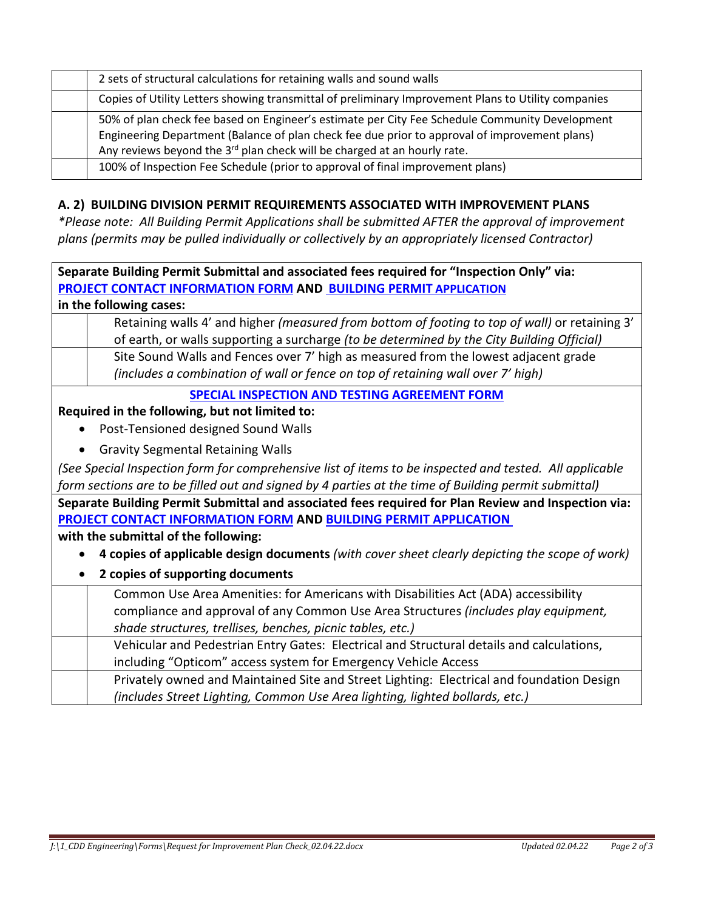| | |
|---|---|
| | 2 sets of structural calculations for retaining walls and sound walls |
| | Copies of Utility Letters showing transmittal of preliminary Improvement Plans to Utility companies |
| | 50% of plan check fee based on Engineer's estimate per City Fee Schedule Community Development Engineering Department (Balance of plan check fee due prior to approval of improvement plans) Any reviews beyond the 3rd plan check will be charged at an hourly rate. |
| | 100% of Inspection Fee Schedule (prior to approval of final improvement plans) |

### A. 2) BUILDING DIVISION PERMIT REQUIREMENTS ASSOCIATED WITH IMPROVEMENT PLANS

*\*Please note: All Building Permit Applications shall be submitted AFTER the approval of improvement plans (permits may be pulled individually or collectively by an appropriately licensed Contractor)*

**Separate Building Permit Submittal and associated fees required for "Inspection Only" via: PROJECT CONTACT INFORMATION FORM AND BUILDING PERMIT APPLICATION in the following cases:**

| | |
|---|---|
| | Retaining walls 4' and higher *(measured from bottom of footing to top of wall)* or retaining 3' of earth, or walls supporting a surcharge *(to be determined by the City Building Official)* |
| | Site Sound Walls and Fences over 7' high as measured from the lowest adjacent grade *(includes a combination of wall or fence on top of retaining wall over 7' high)* |

**SPECIAL INSPECTION AND TESTING AGREEMENT FORM**

**Required in the following, but not limited to:**

- Post-Tensioned designed Sound Walls
- Gravity Segmental Retaining Walls

*(See Special Inspection form for comprehensive list of items to be inspected and tested. All applicable form sections are to be filled out and signed by 4 parties at the time of Building permit submittal)*

**Separate Building Permit Submittal and associated fees required for Plan Review and Inspection via: PROJECT CONTACT INFORMATION FORM AND BUILDING PERMIT APPLICATION with the submittal of the following:**

- **4 copies of applicable design documents** *(with cover sheet clearly depicting the scope of work)*
- **2 copies of supporting documents**

| | |
|---|---|
| | Common Use Area Amenities: for Americans with Disabilities Act (ADA) accessibility compliance and approval of any Common Use Area Structures *(includes play equipment, shade structures, trellises, benches, picnic tables, etc.)* |
| | Vehicular and Pedestrian Entry Gates: Electrical and Structural details and calculations, including "Opticom" access system for Emergency Vehicle Access |
| | Privately owned and Maintained Site and Street Lighting: Electrical and foundation Design *(includes Street Lighting, Common Use Area lighting, lighted bollards, etc.)* |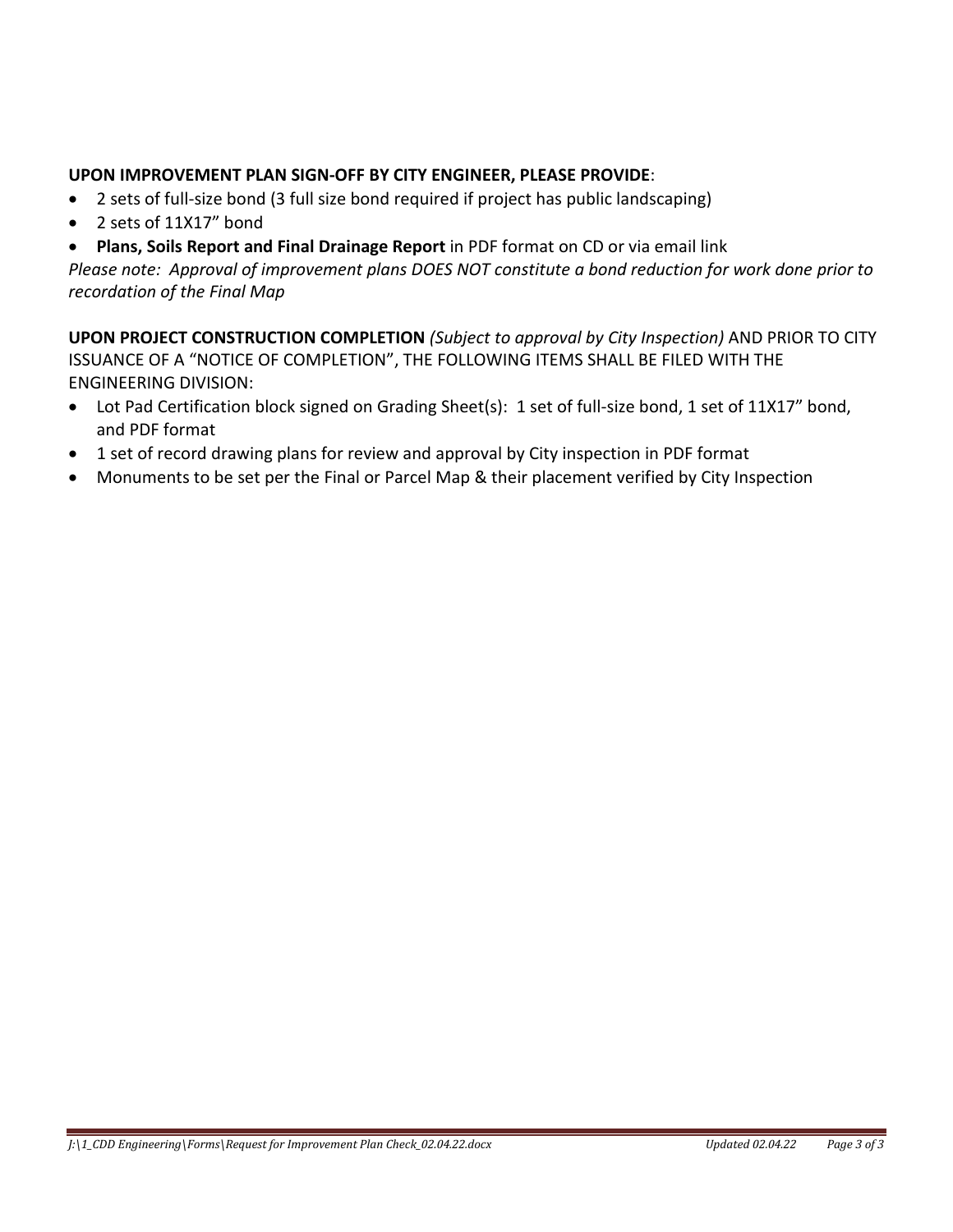**UPON IMPROVEMENT PLAN SIGN-OFF BY CITY ENGINEER, PLEASE PROVIDE**:

- 2 sets of full-size bond (3 full size bond required if project has public landscaping)
- 2 sets of 11X17" bond
- **Plans, Soils Report and Final Drainage Report** in PDF format on CD or via email link

*Please note: Approval of improvement plans DOES NOT constitute a bond reduction for work done prior to recordation of the Final Map*

**UPON PROJECT CONSTRUCTION COMPLETION** *(Subject to approval by City Inspection)* AND PRIOR TO CITY ISSUANCE OF A "NOTICE OF COMPLETION", THE FOLLOWING ITEMS SHALL BE FILED WITH THE ENGINEERING DIVISION:

- Lot Pad Certification block signed on Grading Sheet(s): 1 set of full-size bond, 1 set of 11X17" bond, and PDF format
- 1 set of record drawing plans for review and approval by City inspection in PDF format
- Monuments to be set per the Final or Parcel Map & their placement verified by City Inspection